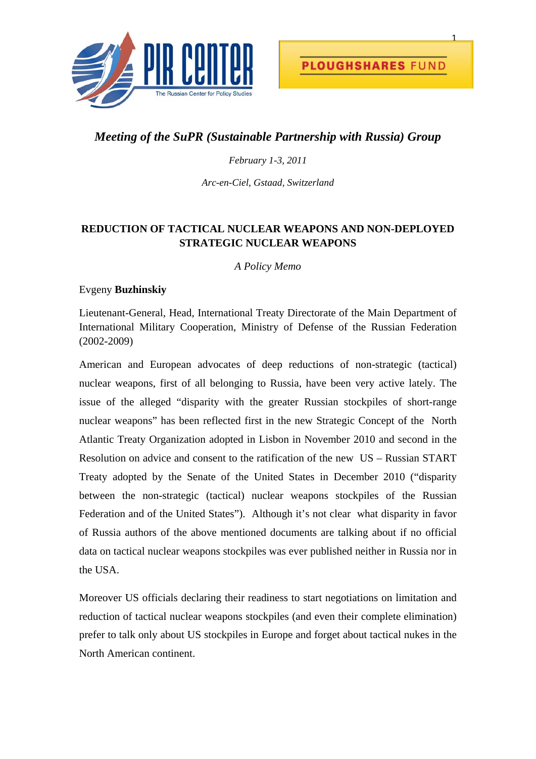PIR CENTER
The Russian Center for Policy Studies

PLOUGHSHARES FUND

# *Meeting of the SuPR (Sustainable Partnership with Russia) Group*

*February 1-3, 2011*

*Arc-en-Ciel, Gstaad, Switzerland*

## REDUCTION OF TACTICAL NUCLEAR WEAPONS AND NON-DEPLOYED STRATEGIC NUCLEAR WEAPONS

*A Policy Memo*

Evgeny **Buzhinskiy**

Lieutenant-General, Head, International Treaty Directorate of the Main Department of International Military Cooperation, Ministry of Defense of the Russian Federation (2002-2009)

American and European advocates of deep reductions of non-strategic (tactical) nuclear weapons, first of all belonging to Russia, have been very active lately. The issue of the alleged "disparity with the greater Russian stockpiles of short-range nuclear weapons" has been reflected first in the new Strategic Concept of the North Atlantic Treaty Organization adopted in Lisbon in November 2010 and second in the Resolution on advice and consent to the ratification of the new US – Russian START Treaty adopted by the Senate of the United States in December 2010 ("disparity between the non-strategic (tactical) nuclear weapons stockpiles of the Russian Federation and of the United States"). Although it's not clear what disparity in favor of Russia authors of the above mentioned documents are talking about if no official data on tactical nuclear weapons stockpiles was ever published neither in Russia nor in the USA.

Moreover US officials declaring their readiness to start negotiations on limitation and reduction of tactical nuclear weapons stockpiles (and even their complete elimination) prefer to talk only about US stockpiles in Europe and forget about tactical nukes in the North American continent.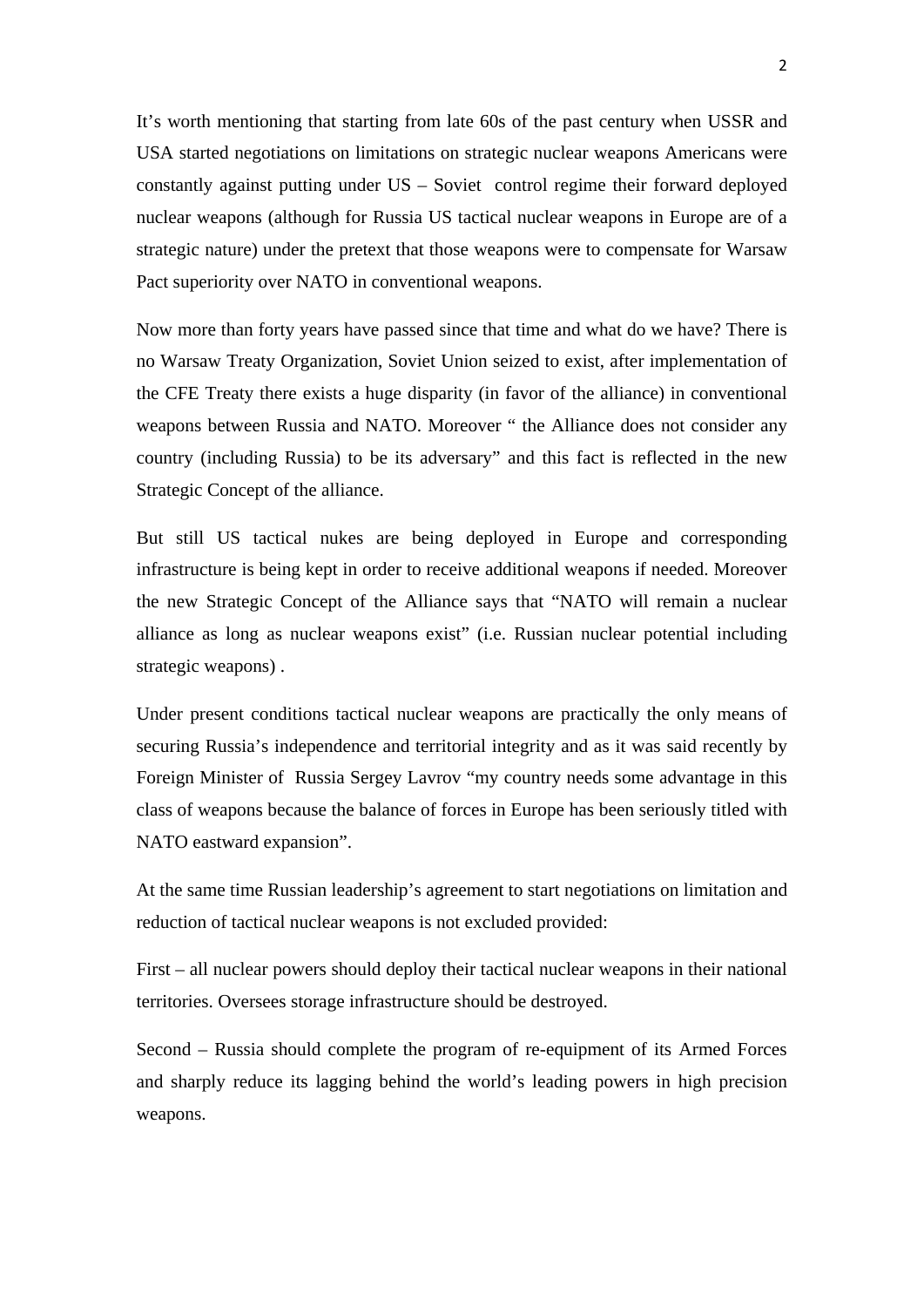It's worth mentioning that starting from late 60s of the past century when USSR and USA started negotiations on limitations on strategic nuclear weapons Americans were constantly against putting under US – Soviet control regime their forward deployed nuclear weapons (although for Russia US tactical nuclear weapons in Europe are of a strategic nature) under the pretext that those weapons were to compensate for Warsaw Pact superiority over NATO in conventional weapons.

Now more than forty years have passed since that time and what do we have? There is no Warsaw Treaty Organization, Soviet Union seized to exist, after implementation of the CFE Treaty there exists a huge disparity (in favor of the alliance) in conventional weapons between Russia and NATO. Moreover " the Alliance does not consider any country (including Russia) to be its adversary" and this fact is reflected in the new Strategic Concept of the alliance.

But still US tactical nukes are being deployed in Europe and corresponding infrastructure is being kept in order to receive additional weapons if needed. Moreover the new Strategic Concept of the Alliance says that "NATO will remain a nuclear alliance as long as nuclear weapons exist" (i.e. Russian nuclear potential including strategic weapons) .

Under present conditions tactical nuclear weapons are practically the only means of securing Russia's independence and territorial integrity and as it was said recently by Foreign Minister of Russia Sergey Lavrov "my country needs some advantage in this class of weapons because the balance of forces in Europe has been seriously titled with NATO eastward expansion".

At the same time Russian leadership's agreement to start negotiations on limitation and reduction of tactical nuclear weapons is not excluded provided:

First – all nuclear powers should deploy their tactical nuclear weapons in their national territories. Oversees storage infrastructure should be destroyed.

Second – Russia should complete the program of re-equipment of its Armed Forces and sharply reduce its lagging behind the world's leading powers in high precision weapons.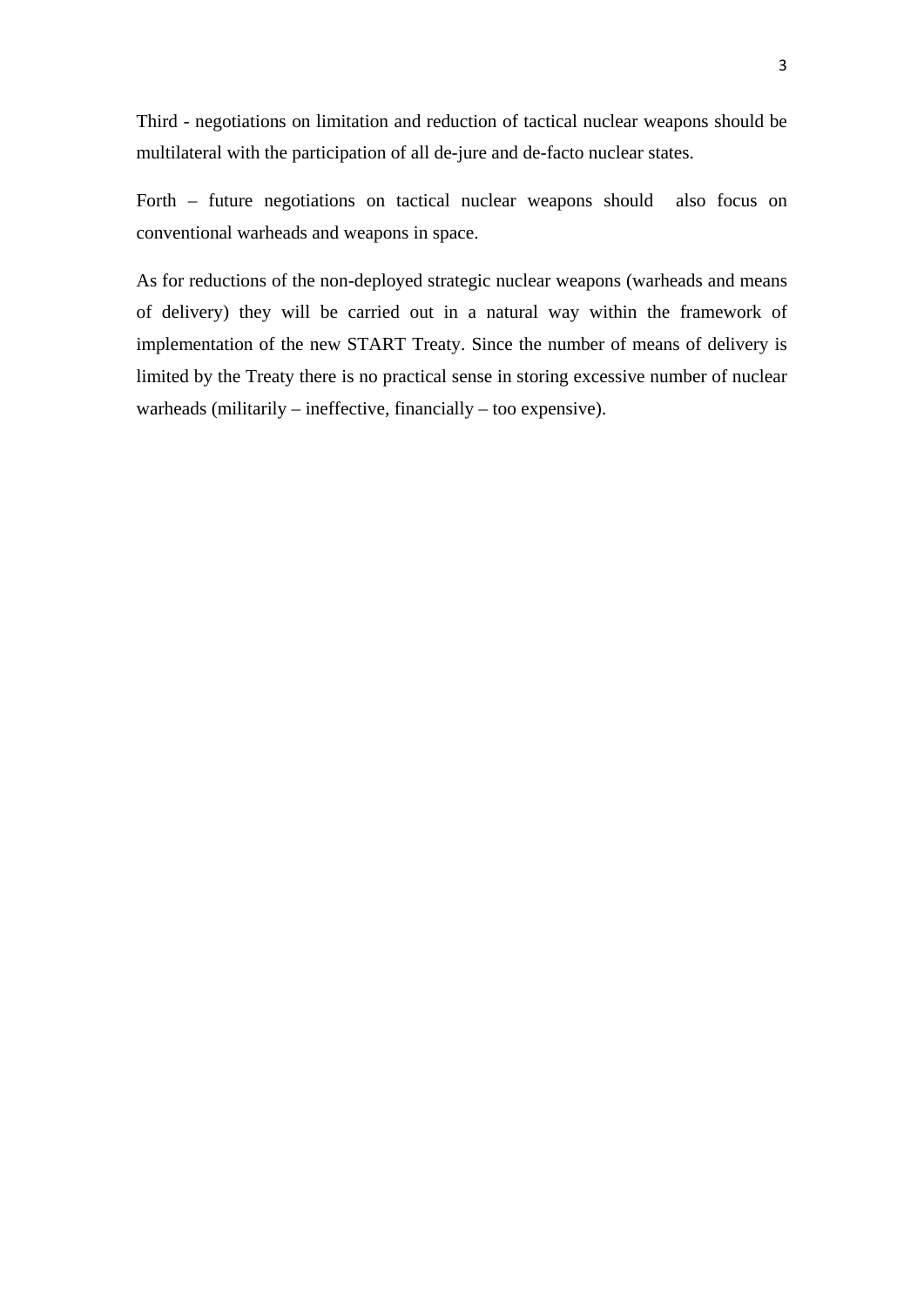Third - negotiations on limitation and reduction of tactical nuclear weapons should be multilateral with the participation of all de-jure and de-facto nuclear states.

Forth – future negotiations on tactical nuclear weapons should also focus on conventional warheads and weapons in space.

As for reductions of the non-deployed strategic nuclear weapons (warheads and means of delivery) they will be carried out in a natural way within the framework of implementation of the new START Treaty. Since the number of means of delivery is limited by the Treaty there is no practical sense in storing excessive number of nuclear warheads (militarily – ineffective, financially – too expensive).